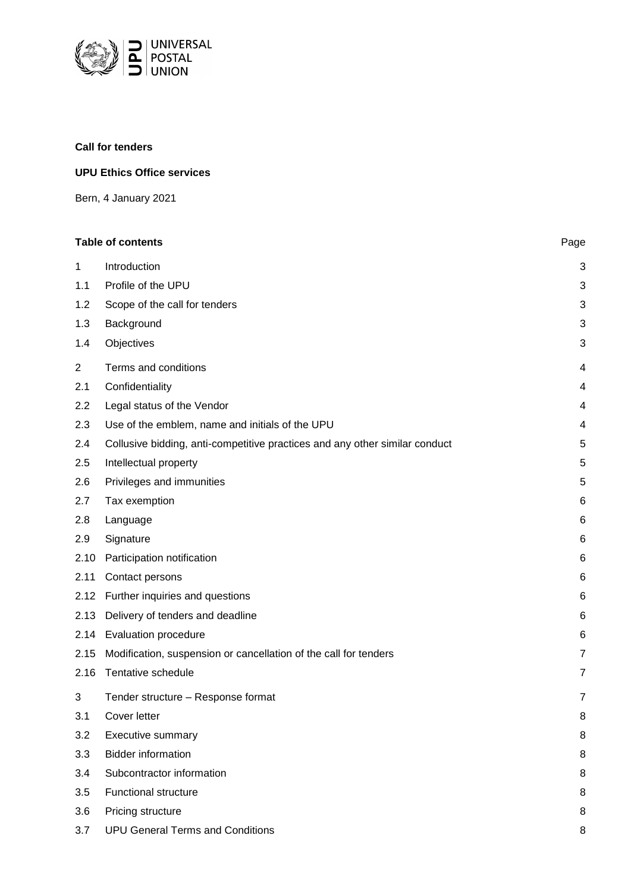UNIVERSAL POSTAL UNION

**Call for tenders**

**UPU Ethics Office services**

Bern, 4 January 2021

| **Table of contents** | | Page |
|---|---|---|
| 1 | Introduction | 3 |
| 1.1 | Profile of the UPU | 3 |
| 1.2 | Scope of the call for tenders | 3 |
| 1.3 | Background | 3 |
| 1.4 | Objectives | 3 |
| 2 | Terms and conditions | 4 |
| 2.1 | Confidentiality | 4 |
| 2.2 | Legal status of the Vendor | 4 |
| 2.3 | Use of the emblem, name and initials of the UPU | 4 |
| 2.4 | Collusive bidding, anti-competitive practices and any other similar conduct | 5 |
| 2.5 | Intellectual property | 5 |
| 2.6 | Privileges and immunities | 5 |
| 2.7 | Tax exemption | 6 |
| 2.8 | Language | 6 |
| 2.9 | Signature | 6 |
| 2.10 | Participation notification | 6 |
| 2.11 | Contact persons | 6 |
| 2.12 | Further inquiries and questions | 6 |
| 2.13 | Delivery of tenders and deadline | 6 |
| 2.14 | Evaluation procedure | 6 |
| 2.15 | Modification, suspension or cancellation of the call for tenders | 7 |
| 2.16 | Tentative schedule | 7 |
| 3 | Tender structure – Response format | 7 |
| 3.1 | Cover letter | 8 |
| 3.2 | Executive summary | 8 |
| 3.3 | Bidder information | 8 |
| 3.4 | Subcontractor information | 8 |
| 3.5 | Functional structure | 8 |
| 3.6 | Pricing structure | 8 |
| 3.7 | UPU General Terms and Conditions | 8 |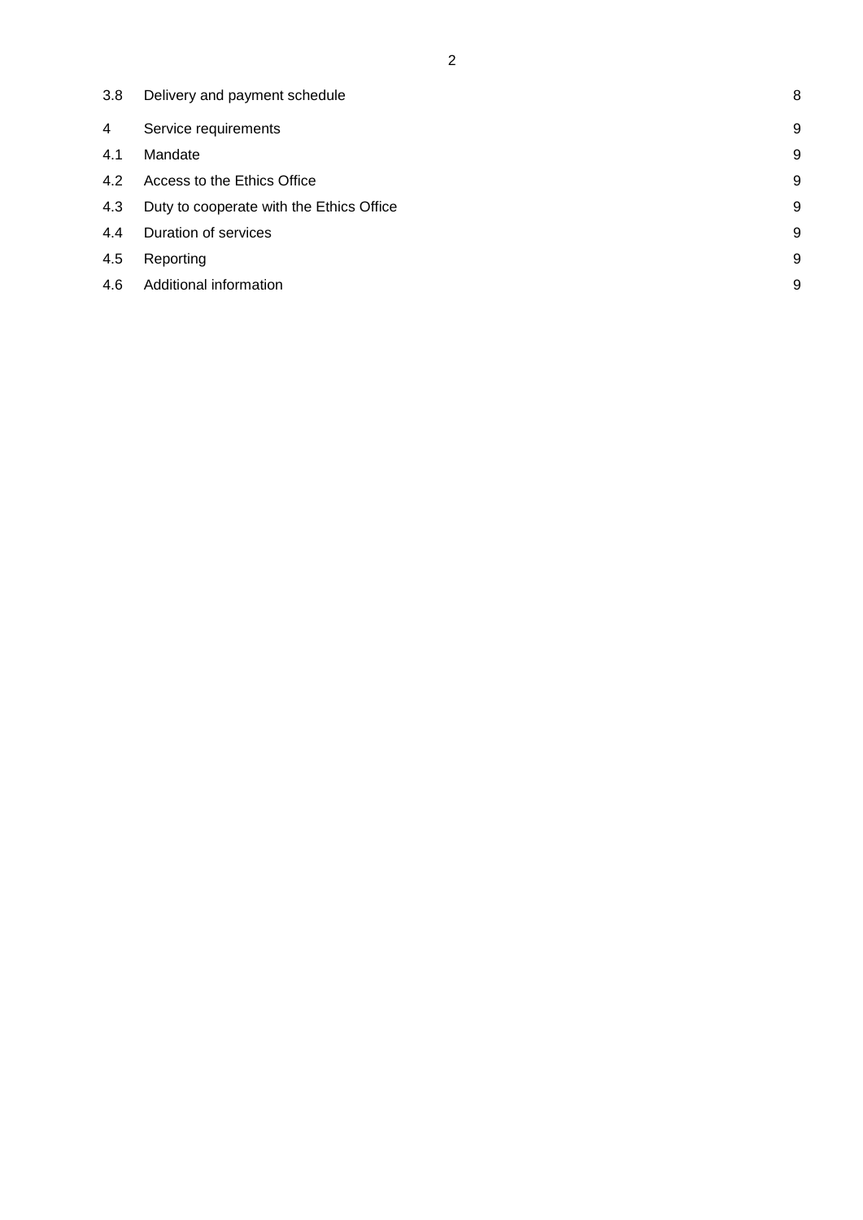| | | |
|---|---|---|
| 3.8 | Delivery and payment schedule | 8 |
| 4 | Service requirements | 9 |
| 4.1 | Mandate | 9 |
| 4.2 | Access to the Ethics Office | 9 |
| 4.3 | Duty to cooperate with the Ethics Office | 9 |
| 4.4 | Duration of services | 9 |
| 4.5 | Reporting | 9 |
| 4.6 | Additional information | 9 |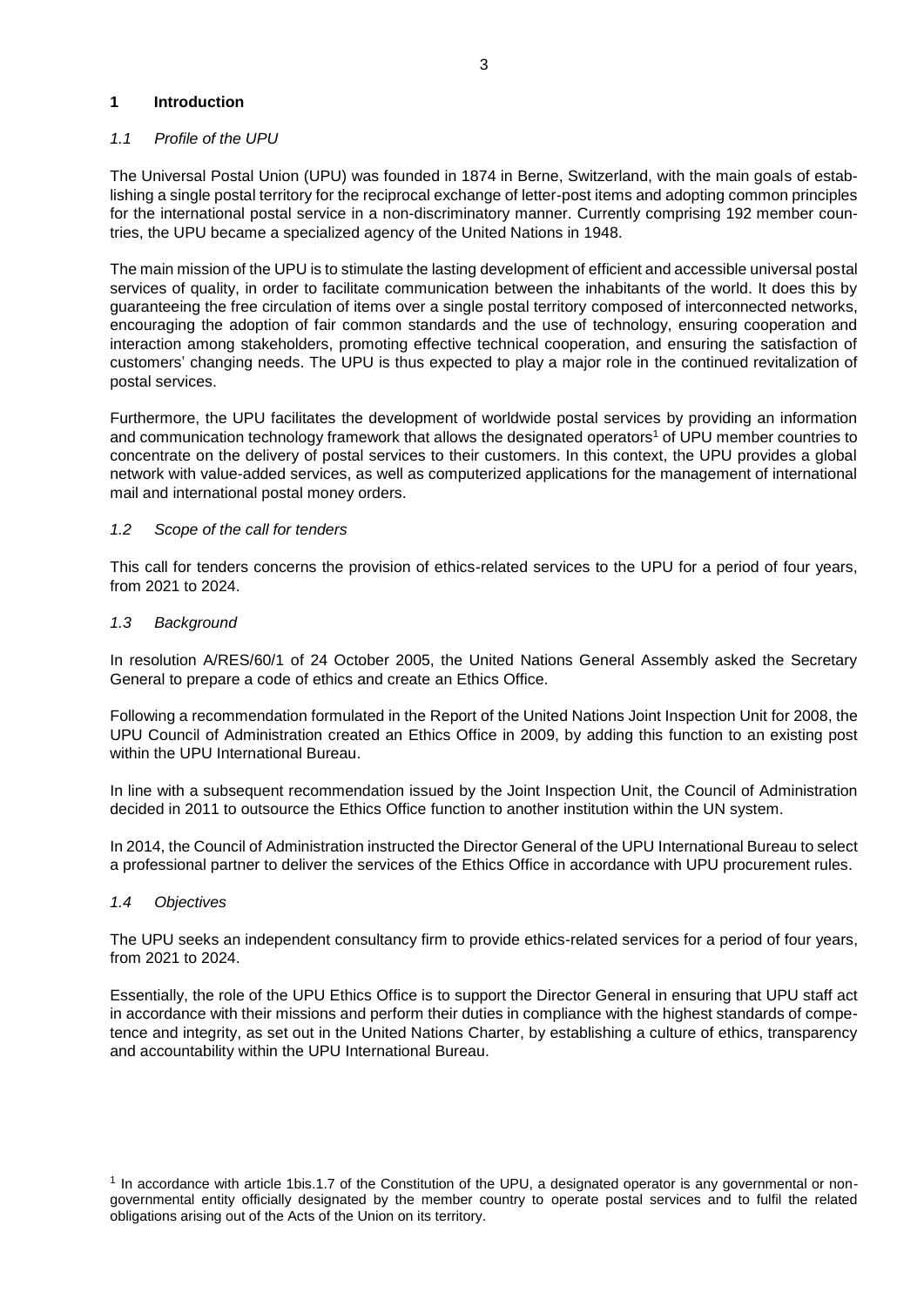# 1 Introduction

## *1.1 Profile of the UPU*

The Universal Postal Union (UPU) was founded in 1874 in Berne, Switzerland, with the main goals of establishing a single postal territory for the reciprocal exchange of letter-post items and adopting common principles for the international postal service in a non-discriminatory manner. Currently comprising 192 member countries, the UPU became a specialized agency of the United Nations in 1948.

The main mission of the UPU is to stimulate the lasting development of efficient and accessible universal postal services of quality, in order to facilitate communication between the inhabitants of the world. It does this by guaranteeing the free circulation of items over a single postal territory composed of interconnected networks, encouraging the adoption of fair common standards and the use of technology, ensuring cooperation and interaction among stakeholders, promoting effective technical cooperation, and ensuring the satisfaction of customers' changing needs. The UPU is thus expected to play a major role in the continued revitalization of postal services.

Furthermore, the UPU facilitates the development of worldwide postal services by providing an information and communication technology framework that allows the designated operators[1] of UPU member countries to concentrate on the delivery of postal services to their customers. In this context, the UPU provides a global network with value-added services, as well as computerized applications for the management of international mail and international postal money orders.

## *1.2 Scope of the call for tenders*

This call for tenders concerns the provision of ethics-related services to the UPU for a period of four years, from 2021 to 2024.

## *1.3 Background*

In resolution A/RES/60/1 of 24 October 2005, the United Nations General Assembly asked the Secretary General to prepare a code of ethics and create an Ethics Office.

Following a recommendation formulated in the Report of the United Nations Joint Inspection Unit for 2008, the UPU Council of Administration created an Ethics Office in 2009, by adding this function to an existing post within the UPU International Bureau.

In line with a subsequent recommendation issued by the Joint Inspection Unit, the Council of Administration decided in 2011 to outsource the Ethics Office function to another institution within the UN system.

In 2014, the Council of Administration instructed the Director General of the UPU International Bureau to select a professional partner to deliver the services of the Ethics Office in accordance with UPU procurement rules.

## *1.4 Objectives*

The UPU seeks an independent consultancy firm to provide ethics-related services for a period of four years, from 2021 to 2024.

Essentially, the role of the UPU Ethics Office is to support the Director General in ensuring that UPU staff act in accordance with their missions and perform their duties in compliance with the highest standards of competence and integrity, as set out in the United Nations Charter, by establishing a culture of ethics, transparency and accountability within the UPU International Bureau.

[1] In accordance with article 1bis.1.7 of the Constitution of the UPU, a designated operator is any governmental or non-governmental entity officially designated by the member country to operate postal services and to fulfil the related obligations arising out of the Acts of the Union on its territory.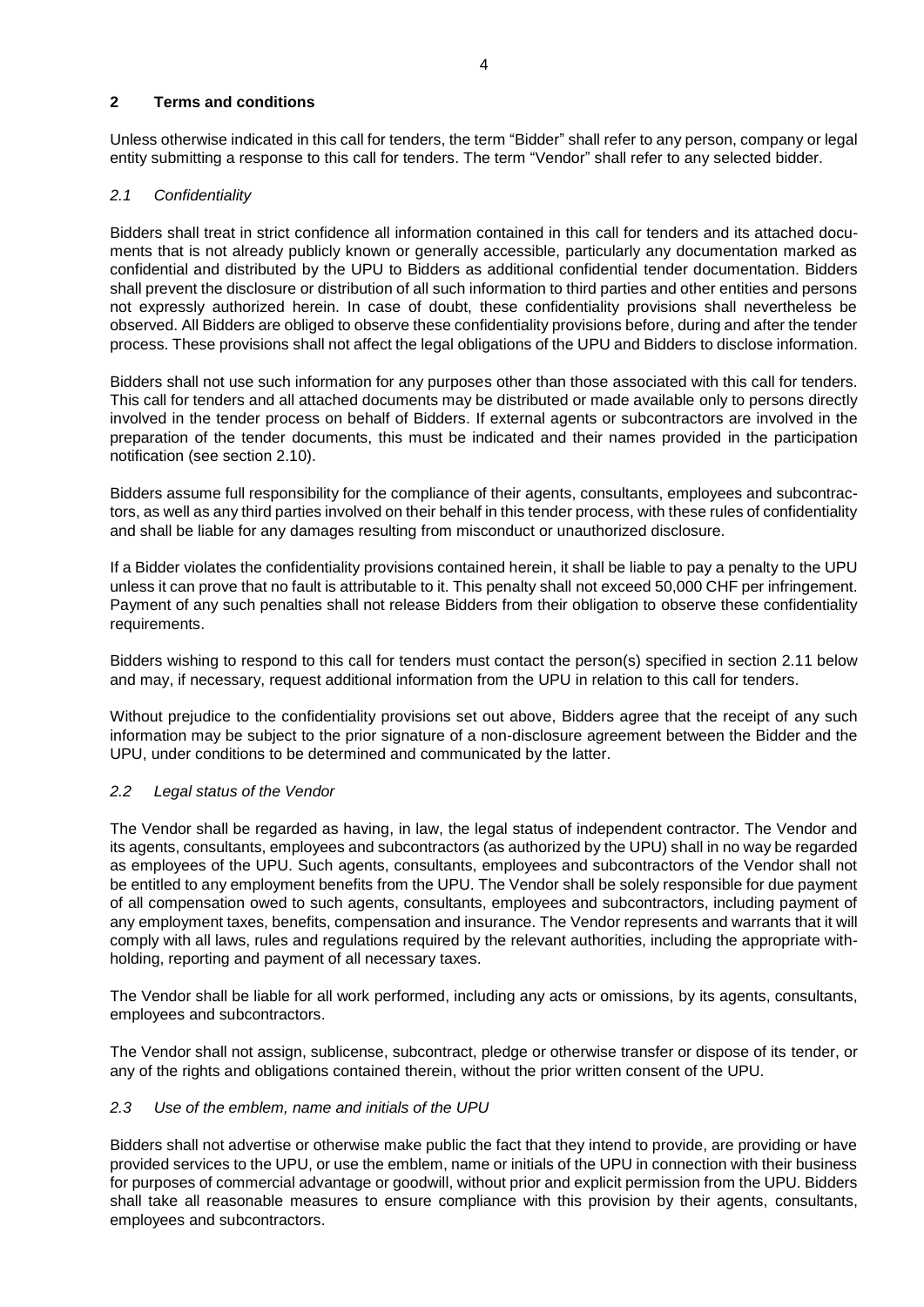## 2 Terms and conditions

Unless otherwise indicated in this call for tenders, the term "Bidder" shall refer to any person, company or legal entity submitting a response to this call for tenders. The term "Vendor" shall refer to any selected bidder.

### *2.1 Confidentiality*

Bidders shall treat in strict confidence all information contained in this call for tenders and its attached documents that is not already publicly known or generally accessible, particularly any documentation marked as confidential and distributed by the UPU to Bidders as additional confidential tender documentation. Bidders shall prevent the disclosure or distribution of all such information to third parties and other entities and persons not expressly authorized herein. In case of doubt, these confidentiality provisions shall nevertheless be observed. All Bidders are obliged to observe these confidentiality provisions before, during and after the tender process. These provisions shall not affect the legal obligations of the UPU and Bidders to disclose information.

Bidders shall not use such information for any purposes other than those associated with this call for tenders. This call for tenders and all attached documents may be distributed or made available only to persons directly involved in the tender process on behalf of Bidders. If external agents or subcontractors are involved in the preparation of the tender documents, this must be indicated and their names provided in the participation notification (see section 2.10).

Bidders assume full responsibility for the compliance of their agents, consultants, employees and subcontractors, as well as any third parties involved on their behalf in this tender process, with these rules of confidentiality and shall be liable for any damages resulting from misconduct or unauthorized disclosure.

If a Bidder violates the confidentiality provisions contained herein, it shall be liable to pay a penalty to the UPU unless it can prove that no fault is attributable to it. This penalty shall not exceed 50,000 CHF per infringement. Payment of any such penalties shall not release Bidders from their obligation to observe these confidentiality requirements.

Bidders wishing to respond to this call for tenders must contact the person(s) specified in section 2.11 below and may, if necessary, request additional information from the UPU in relation to this call for tenders.

Without prejudice to the confidentiality provisions set out above, Bidders agree that the receipt of any such information may be subject to the prior signature of a non-disclosure agreement between the Bidder and the UPU, under conditions to be determined and communicated by the latter.

### *2.2 Legal status of the Vendor*

The Vendor shall be regarded as having, in law, the legal status of independent contractor. The Vendor and its agents, consultants, employees and subcontractors (as authorized by the UPU) shall in no way be regarded as employees of the UPU. Such agents, consultants, employees and subcontractors of the Vendor shall not be entitled to any employment benefits from the UPU. The Vendor shall be solely responsible for due payment of all compensation owed to such agents, consultants, employees and subcontractors, including payment of any employment taxes, benefits, compensation and insurance. The Vendor represents and warrants that it will comply with all laws, rules and regulations required by the relevant authorities, including the appropriate withholding, reporting and payment of all necessary taxes.

The Vendor shall be liable for all work performed, including any acts or omissions, by its agents, consultants, employees and subcontractors.

The Vendor shall not assign, sublicense, subcontract, pledge or otherwise transfer or dispose of its tender, or any of the rights and obligations contained therein, without the prior written consent of the UPU.

### *2.3 Use of the emblem, name and initials of the UPU*

Bidders shall not advertise or otherwise make public the fact that they intend to provide, are providing or have provided services to the UPU, or use the emblem, name or initials of the UPU in connection with their business for purposes of commercial advantage or goodwill, without prior and explicit permission from the UPU. Bidders shall take all reasonable measures to ensure compliance with this provision by their agents, consultants, employees and subcontractors.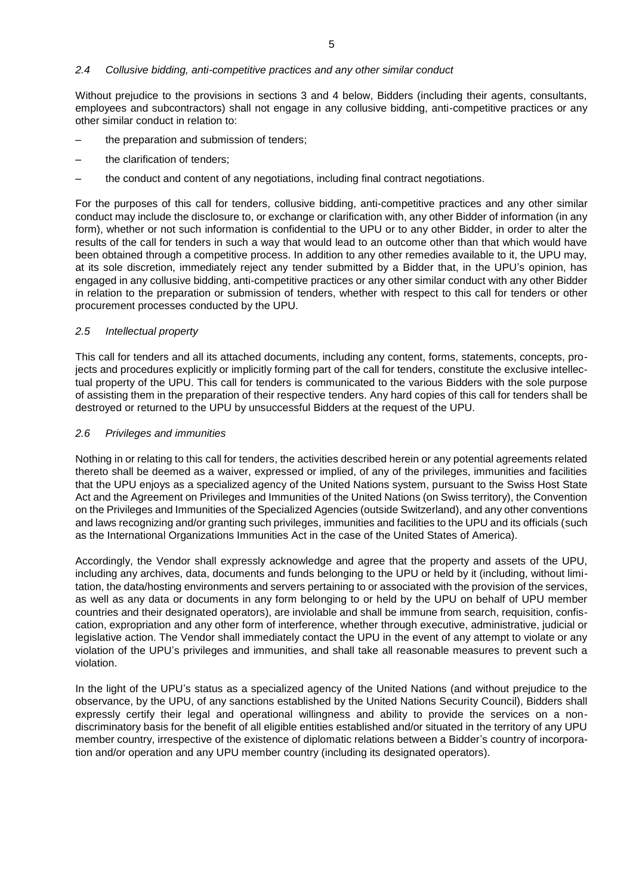### *2.4 Collusive bidding, anti-competitive practices and any other similar conduct*

Without prejudice to the provisions in sections 3 and 4 below, Bidders (including their agents, consultants, employees and subcontractors) shall not engage in any collusive bidding, anti-competitive practices or any other similar conduct in relation to:

- the preparation and submission of tenders;
- the clarification of tenders;
- the conduct and content of any negotiations, including final contract negotiations.

For the purposes of this call for tenders, collusive bidding, anti-competitive practices and any other similar conduct may include the disclosure to, or exchange or clarification with, any other Bidder of information (in any form), whether or not such information is confidential to the UPU or to any other Bidder, in order to alter the results of the call for tenders in such a way that would lead to an outcome other than that which would have been obtained through a competitive process. In addition to any other remedies available to it, the UPU may, at its sole discretion, immediately reject any tender submitted by a Bidder that, in the UPU's opinion, has engaged in any collusive bidding, anti-competitive practices or any other similar conduct with any other Bidder in relation to the preparation or submission of tenders, whether with respect to this call for tenders or other procurement processes conducted by the UPU.

### *2.5 Intellectual property*

This call for tenders and all its attached documents, including any content, forms, statements, concepts, projects and procedures explicitly or implicitly forming part of the call for tenders, constitute the exclusive intellectual property of the UPU. This call for tenders is communicated to the various Bidders with the sole purpose of assisting them in the preparation of their respective tenders. Any hard copies of this call for tenders shall be destroyed or returned to the UPU by unsuccessful Bidders at the request of the UPU.

### *2.6 Privileges and immunities*

Nothing in or relating to this call for tenders, the activities described herein or any potential agreements related thereto shall be deemed as a waiver, expressed or implied, of any of the privileges, immunities and facilities that the UPU enjoys as a specialized agency of the United Nations system, pursuant to the Swiss Host State Act and the Agreement on Privileges and Immunities of the United Nations (on Swiss territory), the Convention on the Privileges and Immunities of the Specialized Agencies (outside Switzerland), and any other conventions and laws recognizing and/or granting such privileges, immunities and facilities to the UPU and its officials (such as the International Organizations Immunities Act in the case of the United States of America).

Accordingly, the Vendor shall expressly acknowledge and agree that the property and assets of the UPU, including any archives, data, documents and funds belonging to the UPU or held by it (including, without limitation, the data/hosting environments and servers pertaining to or associated with the provision of the services, as well as any data or documents in any form belonging to or held by the UPU on behalf of UPU member countries and their designated operators), are inviolable and shall be immune from search, requisition, confiscation, expropriation and any other form of interference, whether through executive, administrative, judicial or legislative action. The Vendor shall immediately contact the UPU in the event of any attempt to violate or any violation of the UPU's privileges and immunities, and shall take all reasonable measures to prevent such a violation.

In the light of the UPU's status as a specialized agency of the United Nations (and without prejudice to the observance, by the UPU, of any sanctions established by the United Nations Security Council), Bidders shall expressly certify their legal and operational willingness and ability to provide the services on a non-discriminatory basis for the benefit of all eligible entities established and/or situated in the territory of any UPU member country, irrespective of the existence of diplomatic relations between a Bidder's country of incorporation and/or operation and any UPU member country (including its designated operators).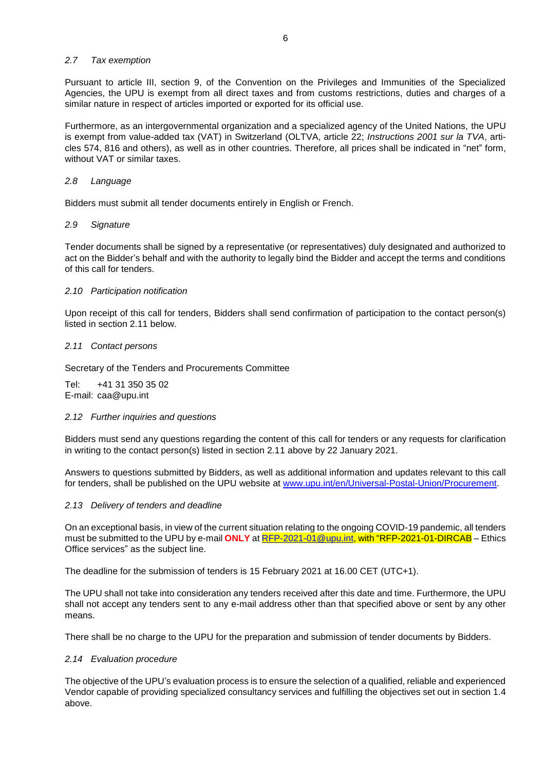### *2.7 Tax exemption*

Pursuant to article III, section 9, of the Convention on the Privileges and Immunities of the Specialized Agencies, the UPU is exempt from all direct taxes and from customs restrictions, duties and charges of a similar nature in respect of articles imported or exported for its official use.

Furthermore, as an intergovernmental organization and a specialized agency of the United Nations, the UPU is exempt from value-added tax (VAT) in Switzerland (OLTVA, article 22; *Instructions 2001 sur la TVA*, articles 574, 816 and others), as well as in other countries. Therefore, all prices shall be indicated in "net" form, without VAT or similar taxes.

### *2.8 Language*

Bidders must submit all tender documents entirely in English or French.

### *2.9 Signature*

Tender documents shall be signed by a representative (or representatives) duly designated and authorized to act on the Bidder's behalf and with the authority to legally bind the Bidder and accept the terms and conditions of this call for tenders.

### *2.10 Participation notification*

Upon receipt of this call for tenders, Bidders shall send confirmation of participation to the contact person(s) listed in section 2.11 below.

### *2.11 Contact persons*

Secretary of the Tenders and Procurements Committee

Tel: +41 31 350 35 02
E-mail: caa@upu.int

### *2.12 Further inquiries and questions*

Bidders must send any questions regarding the content of this call for tenders or any requests for clarification in writing to the contact person(s) listed in section 2.11 above by 22 January 2021.

Answers to questions submitted by Bidders, as well as additional information and updates relevant to this call for tenders, shall be published on the UPU website at www.upu.int/en/Universal-Postal-Union/Procurement.

### *2.13 Delivery of tenders and deadline*

On an exceptional basis, in view of the current situation relating to the ongoing COVID-19 pandemic, all tenders must be submitted to the UPU by e-mail **ONLY** at RFP-2021-01@upu.int, with "RFP-2021-01-DIRCAB – Ethics Office services" as the subject line.

The deadline for the submission of tenders is 15 February 2021 at 16.00 CET (UTC+1).

The UPU shall not take into consideration any tenders received after this date and time. Furthermore, the UPU shall not accept any tenders sent to any e-mail address other than that specified above or sent by any other means.

There shall be no charge to the UPU for the preparation and submission of tender documents by Bidders.

### *2.14 Evaluation procedure*

The objective of the UPU's evaluation process is to ensure the selection of a qualified, reliable and experienced Vendor capable of providing specialized consultancy services and fulfilling the objectives set out in section 1.4 above.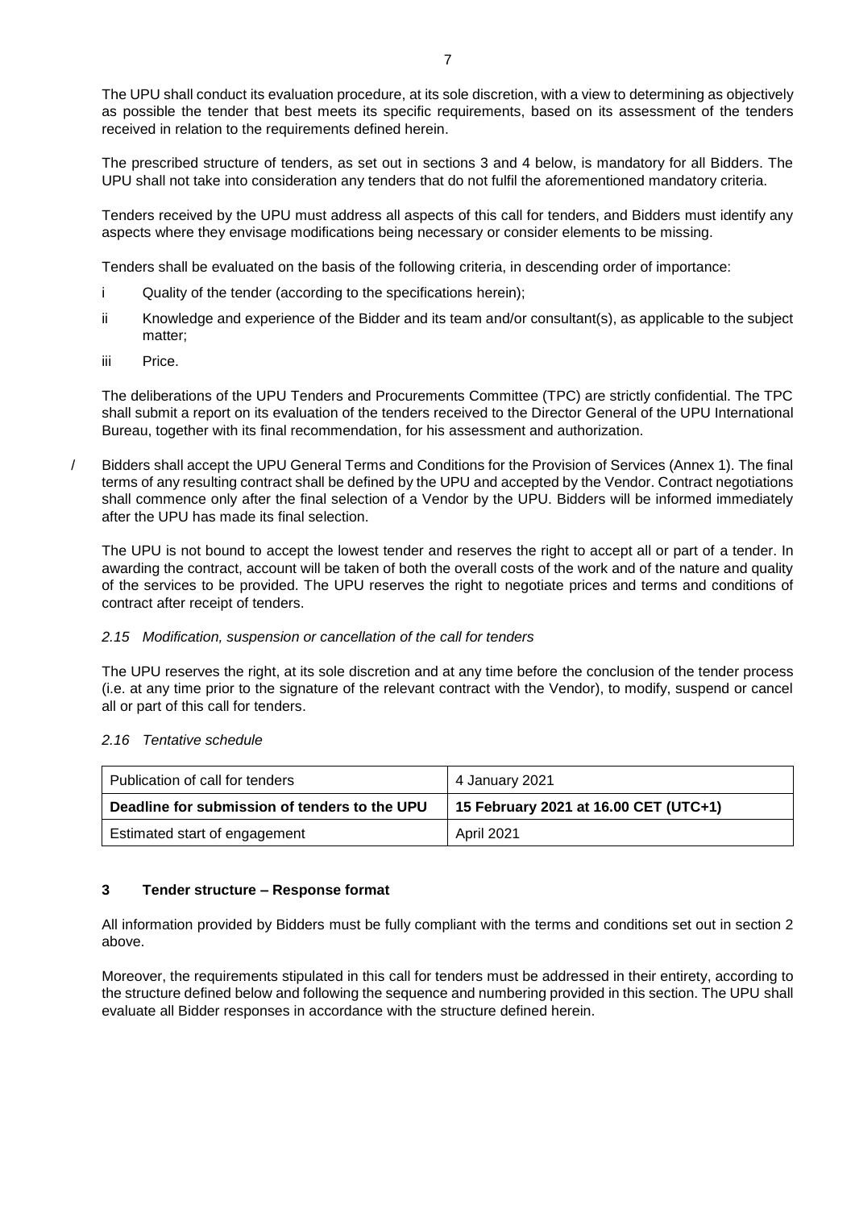The UPU shall conduct its evaluation procedure, at its sole discretion, with a view to determining as objectively as possible the tender that best meets its specific requirements, based on its assessment of the tenders received in relation to the requirements defined herein.

The prescribed structure of tenders, as set out in sections 3 and 4 below, is mandatory for all Bidders. The UPU shall not take into consideration any tenders that do not fulfil the aforementioned mandatory criteria.

Tenders received by the UPU must address all aspects of this call for tenders, and Bidders must identify any aspects where they envisage modifications being necessary or consider elements to be missing.

Tenders shall be evaluated on the basis of the following criteria, in descending order of importance:

i Quality of the tender (according to the specifications herein);

ii Knowledge and experience of the Bidder and its team and/or consultant(s), as applicable to the subject matter;

iii Price.

The deliberations of the UPU Tenders and Procurements Committee (TPC) are strictly confidential. The TPC shall submit a report on its evaluation of the tenders received to the Director General of the UPU International Bureau, together with its final recommendation, for his assessment and authorization.

/ Bidders shall accept the UPU General Terms and Conditions for the Provision of Services (Annex 1). The final terms of any resulting contract shall be defined by the UPU and accepted by the Vendor. Contract negotiations shall commence only after the final selection of a Vendor by the UPU. Bidders will be informed immediately after the UPU has made its final selection.

The UPU is not bound to accept the lowest tender and reserves the right to accept all or part of a tender. In awarding the contract, account will be taken of both the overall costs of the work and of the nature and quality of the services to be provided. The UPU reserves the right to negotiate prices and terms and conditions of contract after receipt of tenders.

### *2.15 Modification, suspension or cancellation of the call for tenders*

The UPU reserves the right, at its sole discretion and at any time before the conclusion of the tender process (i.e. at any time prior to the signature of the relevant contract with the Vendor), to modify, suspend or cancel all or part of this call for tenders.

### *2.16 Tentative schedule*

| Publication of call for tenders | 4 January 2021 |
|---|---|
| **Deadline for submission of tenders to the UPU** | **15 February 2021 at 16.00 CET (UTC+1)** |
| Estimated start of engagement | April 2021 |

## 3 Tender structure – Response format

All information provided by Bidders must be fully compliant with the terms and conditions set out in section 2 above.

Moreover, the requirements stipulated in this call for tenders must be addressed in their entirety, according to the structure defined below and following the sequence and numbering provided in this section. The UPU shall evaluate all Bidder responses in accordance with the structure defined herein.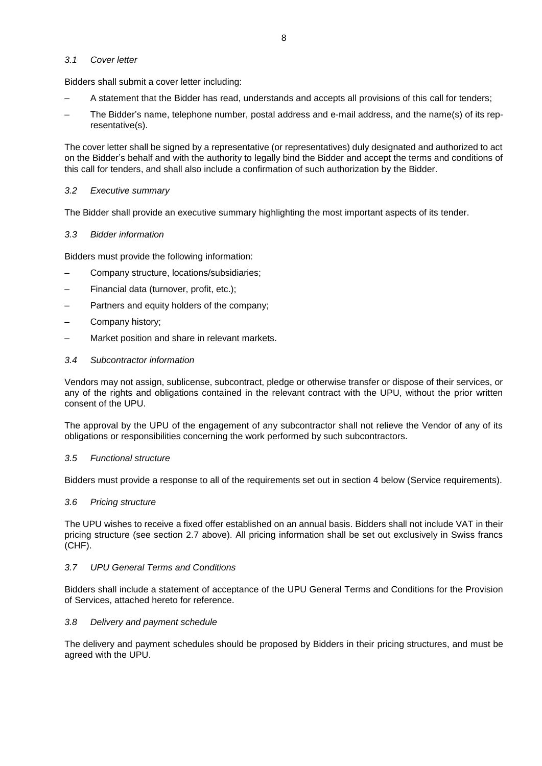### *3.1 Cover letter*

Bidders shall submit a cover letter including:

– A statement that the Bidder has read, understands and accepts all provisions of this call for tenders;

– The Bidder's name, telephone number, postal address and e-mail address, and the name(s) of its representative(s).

The cover letter shall be signed by a representative (or representatives) duly designated and authorized to act on the Bidder's behalf and with the authority to legally bind the Bidder and accept the terms and conditions of this call for tenders, and shall also include a confirmation of such authorization by the Bidder.

### *3.2 Executive summary*

The Bidder shall provide an executive summary highlighting the most important aspects of its tender.

### *3.3 Bidder information*

Bidders must provide the following information:

– Company structure, locations/subsidiaries;

– Financial data (turnover, profit, etc.);

– Partners and equity holders of the company;

– Company history;

– Market position and share in relevant markets.

### *3.4 Subcontractor information*

Vendors may not assign, sublicense, subcontract, pledge or otherwise transfer or dispose of their services, or any of the rights and obligations contained in the relevant contract with the UPU, without the prior written consent of the UPU.

The approval by the UPU of the engagement of any subcontractor shall not relieve the Vendor of any of its obligations or responsibilities concerning the work performed by such subcontractors.

### *3.5 Functional structure*

Bidders must provide a response to all of the requirements set out in section 4 below (Service requirements).

### *3.6 Pricing structure*

The UPU wishes to receive a fixed offer established on an annual basis. Bidders shall not include VAT in their pricing structure (see section 2.7 above). All pricing information shall be set out exclusively in Swiss francs (CHF).

### *3.7 UPU General Terms and Conditions*

Bidders shall include a statement of acceptance of the UPU General Terms and Conditions for the Provision of Services, attached hereto for reference.

### *3.8 Delivery and payment schedule*

The delivery and payment schedules should be proposed by Bidders in their pricing structures, and must be agreed with the UPU.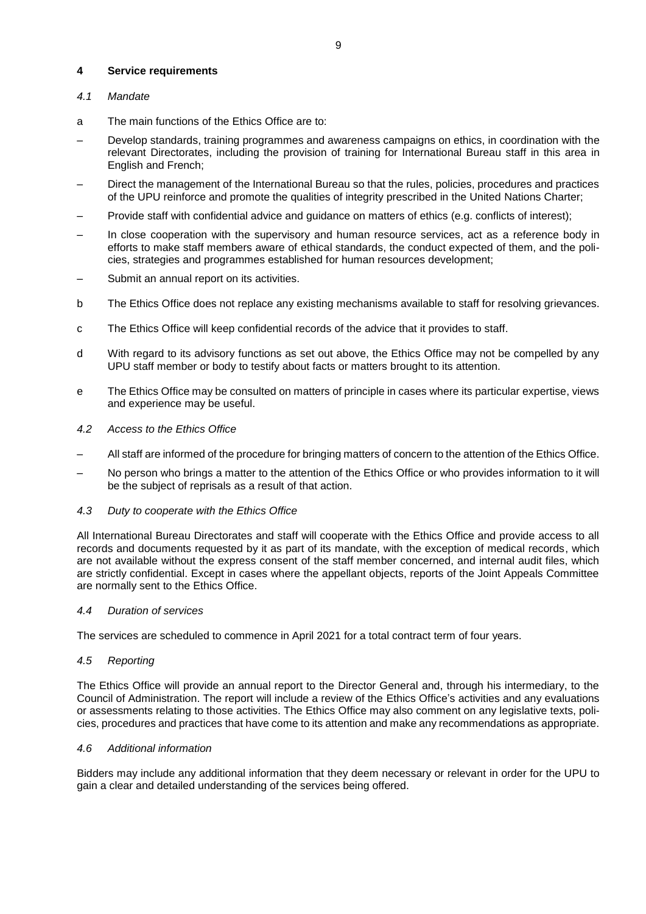## 4 Service requirements

### *4.1 Mandate*

a The main functions of the Ethics Office are to:

– Develop standards, training programmes and awareness campaigns on ethics, in coordination with the relevant Directorates, including the provision of training for International Bureau staff in this area in English and French;

– Direct the management of the International Bureau so that the rules, policies, procedures and practices of the UPU reinforce and promote the qualities of integrity prescribed in the United Nations Charter;

– Provide staff with confidential advice and guidance on matters of ethics (e.g. conflicts of interest);

– In close cooperation with the supervisory and human resource services, act as a reference body in efforts to make staff members aware of ethical standards, the conduct expected of them, and the policies, strategies and programmes established for human resources development;

– Submit an annual report on its activities.

b The Ethics Office does not replace any existing mechanisms available to staff for resolving grievances.

c The Ethics Office will keep confidential records of the advice that it provides to staff.

d With regard to its advisory functions as set out above, the Ethics Office may not be compelled by any UPU staff member or body to testify about facts or matters brought to its attention.

e The Ethics Office may be consulted on matters of principle in cases where its particular expertise, views and experience may be useful.

### *4.2 Access to the Ethics Office*

– All staff are informed of the procedure for bringing matters of concern to the attention of the Ethics Office.

– No person who brings a matter to the attention of the Ethics Office or who provides information to it will be the subject of reprisals as a result of that action.

### *4.3 Duty to cooperate with the Ethics Office*

All International Bureau Directorates and staff will cooperate with the Ethics Office and provide access to all records and documents requested by it as part of its mandate, with the exception of medical records, which are not available without the express consent of the staff member concerned, and internal audit files, which are strictly confidential. Except in cases where the appellant objects, reports of the Joint Appeals Committee are normally sent to the Ethics Office.

### *4.4 Duration of services*

The services are scheduled to commence in April 2021 for a total contract term of four years.

### *4.5 Reporting*

The Ethics Office will provide an annual report to the Director General and, through his intermediary, to the Council of Administration. The report will include a review of the Ethics Office's activities and any evaluations or assessments relating to those activities. The Ethics Office may also comment on any legislative texts, policies, procedures and practices that have come to its attention and make any recommendations as appropriate.

### *4.6 Additional information*

Bidders may include any additional information that they deem necessary or relevant in order for the UPU to gain a clear and detailed understanding of the services being offered.